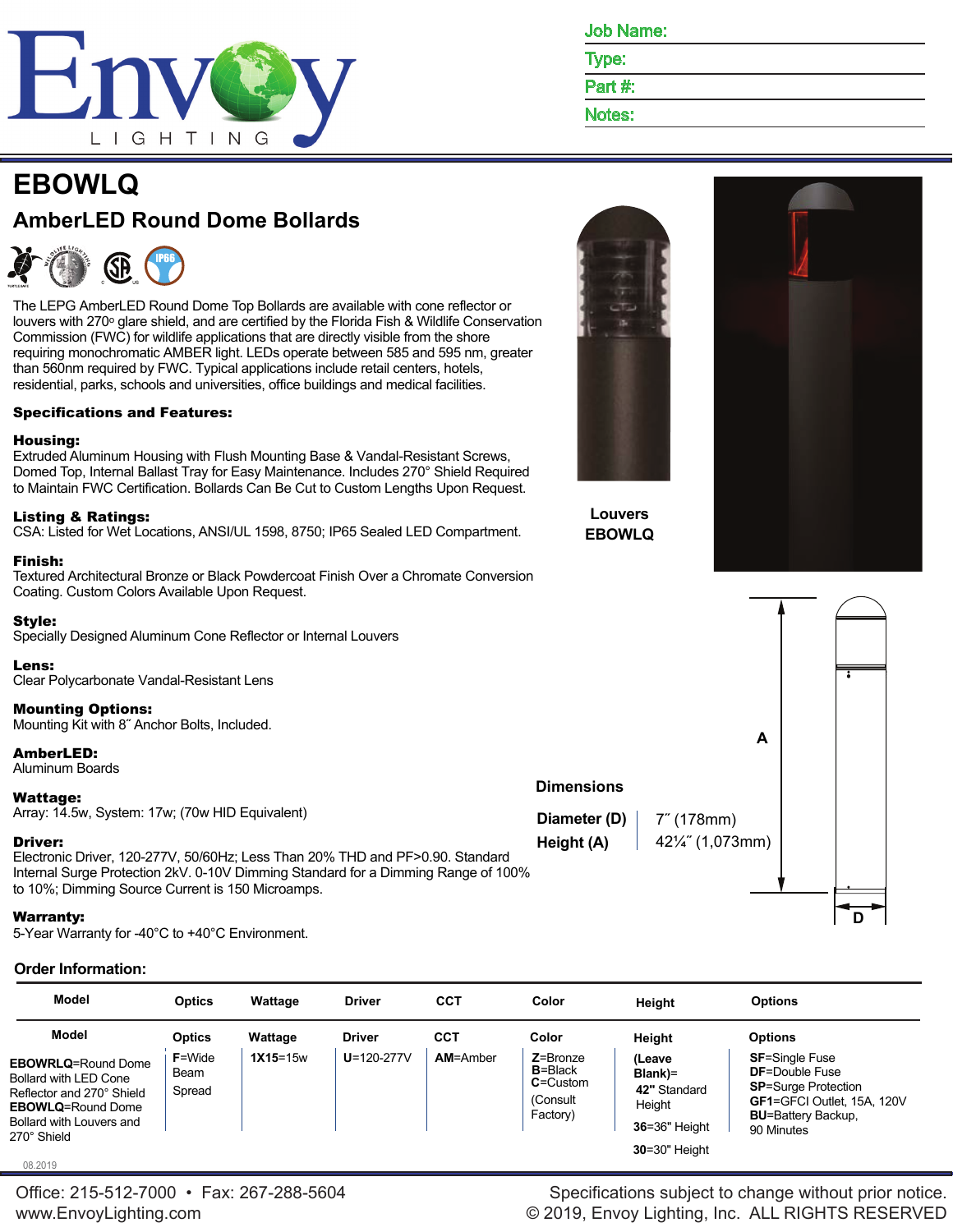Job Name:

Type:

Part #:

Notes:

# EBOWLQ

## AmberLED Round Dome Bollards

The LEPG AmberLED Round Dome Top Bollards are available with cone reflector or louvers with 270° glare shield, and are certified by the Florida Fish & Wildlife Conservation Commission (FWC) for wildlife applications that are directly visible from the shore requiring monochromatic AMBER light. LEDs operate between 585 and 595 nm, greater than 560nm required by FWC. Typical applications include retail centers, hotels, residential, parks, schools and universities, office buildings and medical facilities.

**Specifications and Features:**

**Housing:**
Extruded Aluminum Housing with Flush Mounting Base & Vandal-Resistant Screws, Domed Top, Internal Ballast Tray for Easy Maintenance. Includes 270° Shield Required to Maintain FWC Certification. Bollards Can Be Cut to Custom Lengths Upon Request.

**Listing & Ratings:**
CSA: Listed for Wet Locations, ANSI/UL 1598, 8750; IP65 Sealed LED Compartment.

**Finish:**
Textured Architectural Bronze or Black Powdercoat Finish Over a Chromate Conversion Coating. Custom Colors Available Upon Request.

**Style:**
Specially Designed Aluminum Cone Reflector or Internal Louvers

**Lens:**
Clear Polycarbonate Vandal-Resistant Lens

**Mounting Options:**
Mounting Kit with 8˝ Anchor Bolts, Included.

**AmberLED:**
Aluminum Boards

**Wattage:**
Array: 14.5w, System: 17w; (70w HID Equivalent)

**Driver:**
Electronic Driver, 120-277V, 50/60Hz; Less Than 20% THD and PF>0.90. Standard Internal Surge Protection 2kV. 0-10V Dimming Standard for a Dimming Range of 100% to 10%; Dimming Source Current is 150 Microamps.

**Warranty:**
5-Year Warranty for -40°C to +40°C Environment.

**Louvers**
**EBOWLQ**

**Dimensions**

| | |
|---|---|
| **Diameter (D)** | 7˝ (178mm) |
| **Height (A)** | 42¼˝ (1,073mm) |

A

D

**Order Information:**

| Model | Optics | Wattage | Driver | CCT | Color | Height | Options |
|---|---|---|---|---|---|---|---|
| **EBOWRLQ**=Round Dome Bollard with LED Cone Reflector and 270° Shield **EBOWLQ**=Round Dome Bollard with Louvers and 270° Shield | **F**=Wide Beam Spread | **1X15**=15w | **U**=120-277V | **AM**=Amber | **Z**=Bronze **B**=Black **C**=Custom (Consult Factory) | **(Leave Blank)**= **42"** Standard Height **36**=36" Height **30**=30" Height | **SF**=Single Fuse **DF**=Double Fuse **SP**=Surge Protection **GF1**=GFCI Outlet, 15A, 120V **BU**=Battery Backup, 90 Minutes |

08.2019

Office: 215-512-7000 • Fax: 267-288-5604
www.EnvoyLighting.com

Specifications subject to change without prior notice.
© 2019, Envoy Lighting, Inc. ALL RIGHTS RESERVED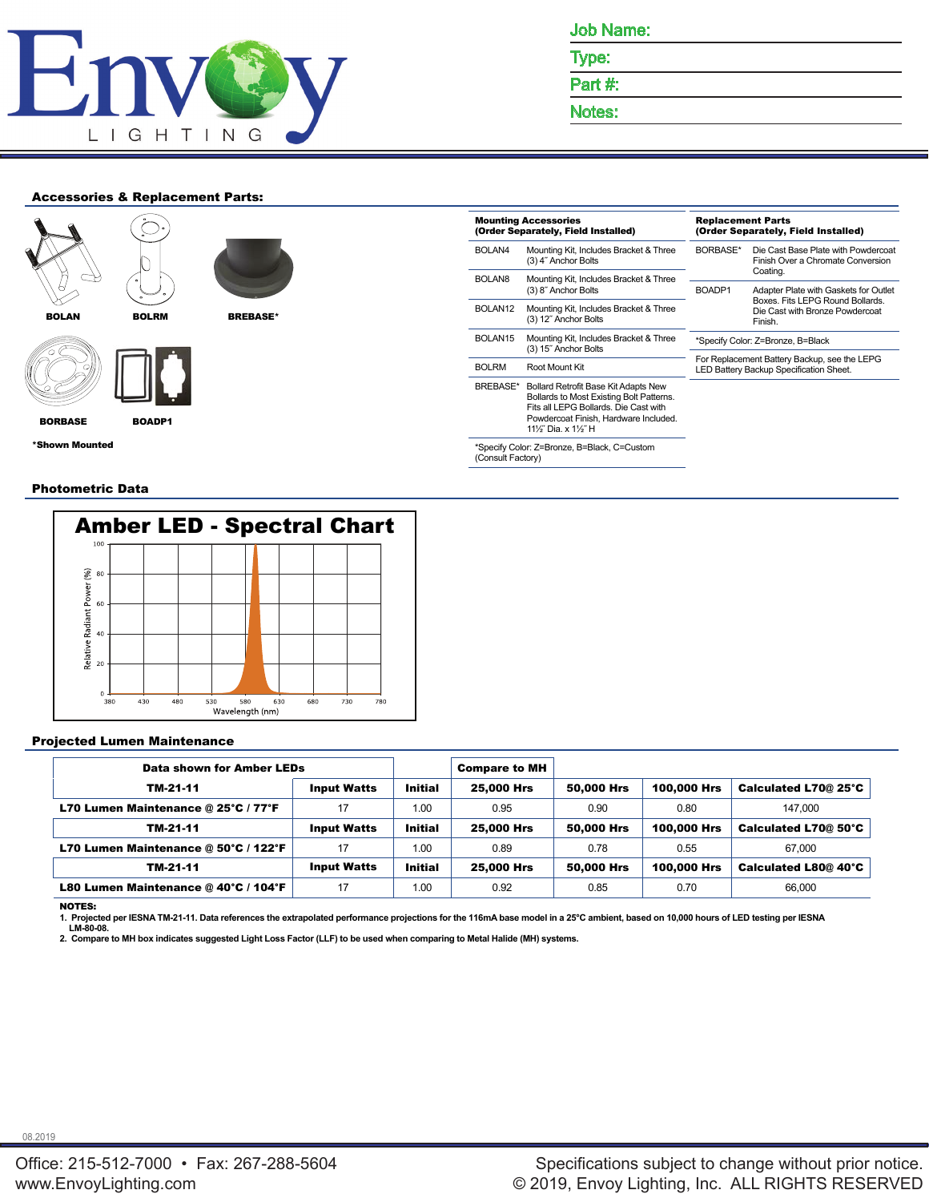Job Name:

Type:

Part #:

Notes:

## Accessories & Replacement Parts:

BOLAN  BOLRM  BREBASE*

BORBASE  BOADP1

*Shown Mounted

| **Mounting Accessories (Order Separately, Field Installed)** | |
|---|---|
| BOLAN4 | Mounting Kit, Includes Bracket & Three (3) 4˝ Anchor Bolts |
| BOLAN8 | Mounting Kit, Includes Bracket & Three (3) 8˝ Anchor Bolts |
| BOLAN12 | Mounting Kit, Includes Bracket & Three (3) 12˝ Anchor Bolts |
| BOLAN15 | Mounting Kit, Includes Bracket & Three (3) 15˝ Anchor Bolts |
| BOLRM | Root Mount Kit |
| BREBASE* | Bollard Retrofit Base Kit Adapts New Bollards to Most Existing Bolt Patterns. Fits all LEPG Bollards. Die Cast with Powdercoat Finish, Hardware Included. 11½˝ Dia. x 1½˝ H |
| *Specify Color: Z=Bronze, B=Black, C=Custom (Consult Factory) | |

| **Replacement Parts (Order Separately, Field Installed)** | |
|---|---|
| BORBASE* | Die Cast Base Plate with Powdercoat Finish Over a Chromate Conversion Coating. |
| BOADP1 | Adapter Plate with Gaskets for Outlet Boxes. Fits LEPG Round Bollards. Die Cast with Bronze Powdercoat Finish. |
| *Specify Color: Z=Bronze, B=Black | |
| For Replacement Battery Backup, see the LEPG LED Battery Backup Specification Sheet. | |

## Photometric Data

**Amber LED - Spectral Chart**

Relative Radiant Power (%)

100
80
60
40
20
0

380 430 480 530 580 630 680 730 780

Wavelength (nm)

## Projected Lumen Maintenance

| Data shown for Amber LEDs | | | Compare to MH | | | |
|---|---|---|---|---|---|---|
| **TM-21-11** | **Input Watts** | **Initial** | **25,000 Hrs** | **50,000 Hrs** | **100,000 Hrs** | **Calculated L70@ 25°C** |
| **L70 Lumen Maintenance @ 25°C / 77°F** | 17 | 1.00 | 0.95 | 0.90 | 0.80 | 147,000 |
| **TM-21-11** | **Input Watts** | **Initial** | **25,000 Hrs** | **50,000 Hrs** | **100,000 Hrs** | **Calculated L70@ 50°C** |
| **L70 Lumen Maintenance @ 50°C / 122°F** | 17 | 1.00 | 0.89 | 0.78 | 0.55 | 67,000 |
| **TM-21-11** | **Input Watts** | **Initial** | **25,000 Hrs** | **50,000 Hrs** | **100,000 Hrs** | **Calculated L80@ 40°C** |
| **L80 Lumen Maintenance @ 40°C / 104°F** | 17 | 1.00 | 0.92 | 0.85 | 0.70 | 66,000 |

**NOTES:**
1. Projected per IESNA TM-21-11. Data references the extrapolated performance projections for the 116mA base model in a 25°C ambient, based on 10,000 hours of LED testing per IESNA LM-80-08.
2. Compare to MH box indicates suggested Light Loss Factor (LLF) to be used when comparing to Metal Halide (MH) systems.

08.2019

Office: 215-512-7000 • Fax: 267-288-5604
www.EnvoyLighting.com

Specifications subject to change without prior notice.
© 2019, Envoy Lighting, Inc. ALL RIGHTS RESERVED